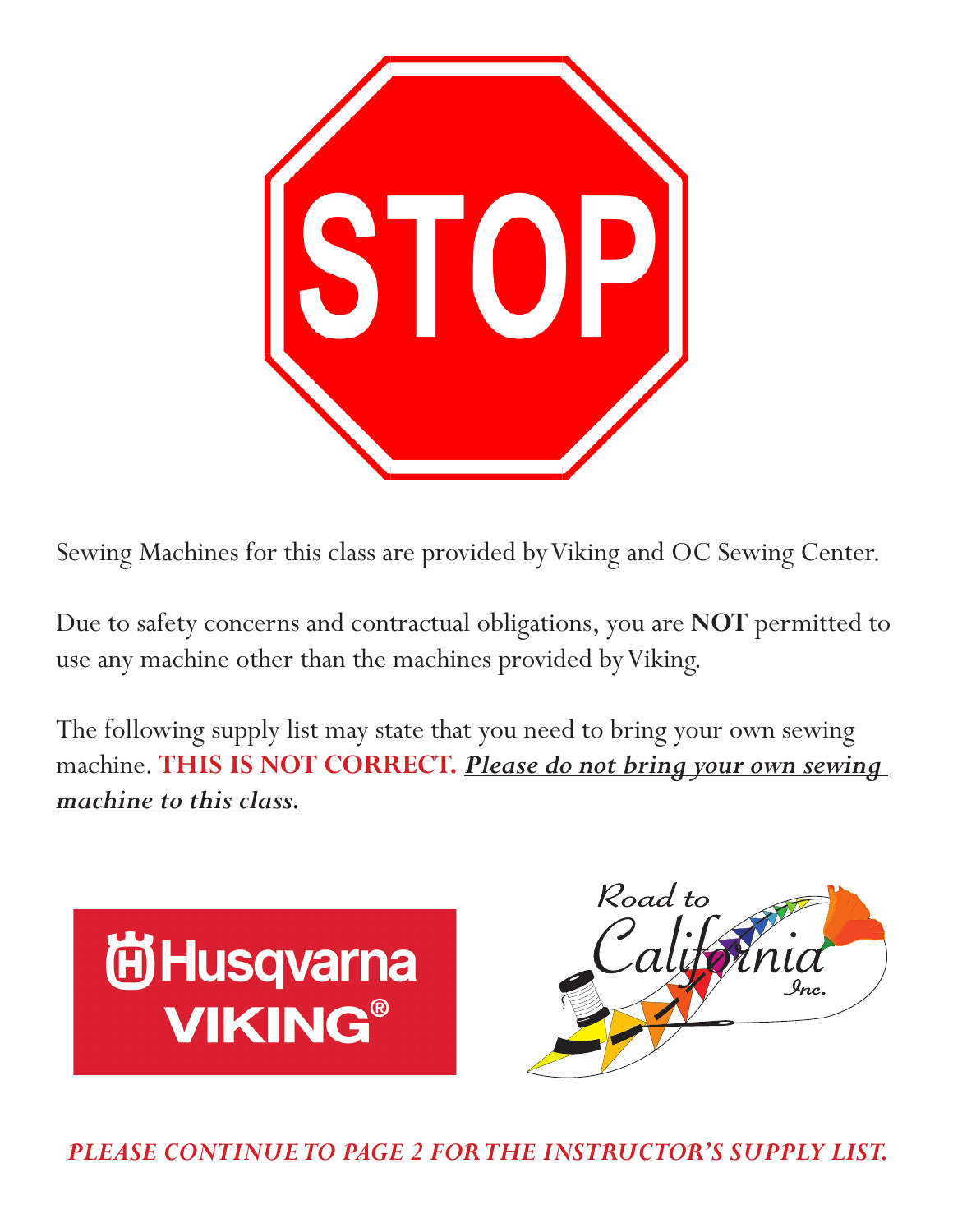# STOP

Sewing Machines for this class are provided by Viking and OC Sewing Center.

Due to safety concerns and contractual obligations, you are **NOT** permitted to use any machine other than the machines provided by Viking.

The following supply list may state that you need to bring your own sewing machine. **THIS IS NOT CORRECT.** ***Please do not bring your own sewing machine to this class.***

Husqvarna VIKING®

Road to California Inc.

***PLEASE CONTINUE TO PAGE 2 FOR THE INSTRUCTOR'S SUPPLY LIST.***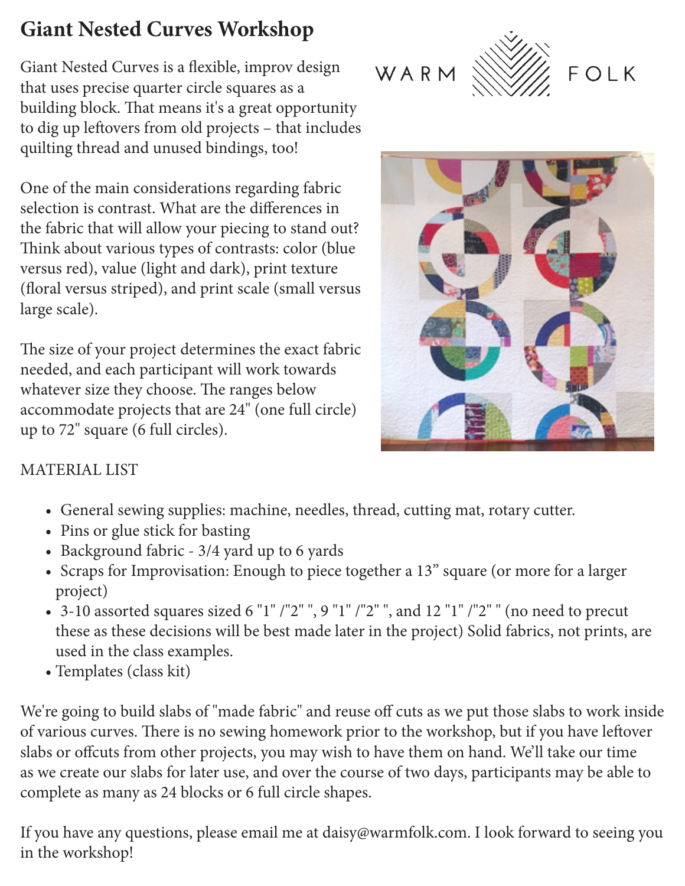# Giant Nested Curves Workshop

Giant Nested Curves is a flexible, improv design that uses precise quarter circle squares as a building block. That means it's a great opportunity to dig up leftovers from old projects – that includes quilting thread and unused bindings, too!

One of the main considerations regarding fabric selection is contrast. What are the differences in the fabric that will allow your piecing to stand out? Think about various types of contrasts: color (blue versus red), value (light and dark), print texture (floral versus striped), and print scale (small versus large scale).

The size of your project determines the exact fabric needed, and each participant will work towards whatever size they choose. The ranges below accommodate projects that are 24" (one full circle) up to 72" square (6 full circles).

MATERIAL LIST

- General sewing supplies: machine, needles, thread, cutting mat, rotary cutter.
- Pins or glue stick for basting
- Background fabric - 3/4 yard up to 6 yards
- Scraps for Improvisation: Enough to piece together a 13" square (or more for a larger project)
- 3-10 assorted squares sized 6 "1" /"2" ", 9 "1" /"2" ", and 12 "1" /"2" " (no need to precut these as these decisions will be best made later in the project) Solid fabrics, not prints, are used in the class examples.
- Templates (class kit)

We're going to build slabs of "made fabric" and reuse off cuts as we put those slabs to work inside of various curves. There is no sewing homework prior to the workshop, but if you have leftover slabs or offcuts from other projects, you may wish to have them on hand. We'll take our time as we create our slabs for later use, and over the course of two days, participants may be able to complete as many as 24 blocks or 6 full circle shapes.

If you have any questions, please email me at daisy@warmfolk.com. I look forward to seeing you in the workshop!